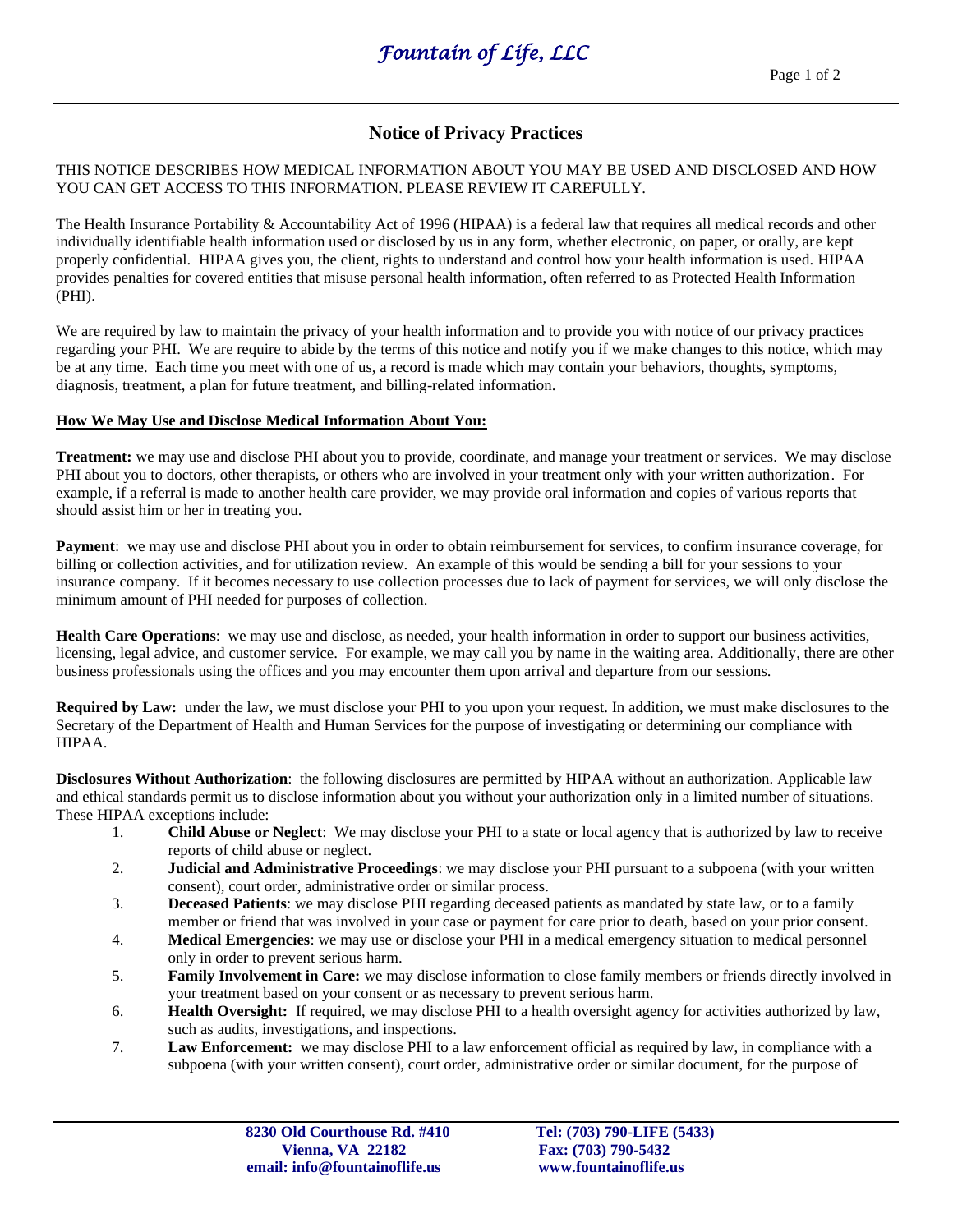# *Fountain of Life, LLC*

## Notice of Privacy Practices

THIS NOTICE DESCRIBES HOW MEDICAL INFORMATION ABOUT YOU MAY BE USED AND DISCLOSED AND HOW YOU CAN GET ACCESS TO THIS INFORMATION. PLEASE REVIEW IT CAREFULLY.

The Health Insurance Portability & Accountability Act of 1996 (HIPAA) is a federal law that requires all medical records and other individually identifiable health information used or disclosed by us in any form, whether electronic, on paper, or orally, are kept properly confidential. HIPAA gives you, the client, rights to understand and control how your health information is used. HIPAA provides penalties for covered entities that misuse personal health information, often referred to as Protected Health Information (PHI).

We are required by law to maintain the privacy of your health information and to provide you with notice of our privacy practices regarding your PHI. We are require to abide by the terms of this notice and notify you if we make changes to this notice, which may be at any time. Each time you meet with one of us, a record is made which may contain your behaviors, thoughts, symptoms, diagnosis, treatment, a plan for future treatment, and billing-related information.

**<u>How We May Use and Disclose Medical Information About You:</u>**

**Treatment:** we may use and disclose PHI about you to provide, coordinate, and manage your treatment or services. We may disclose PHI about you to doctors, other therapists, or others who are involved in your treatment only with your written authorization. For example, if a referral is made to another health care provider, we may provide oral information and copies of various reports that should assist him or her in treating you.

**Payment**: we may use and disclose PHI about you in order to obtain reimbursement for services, to confirm insurance coverage, for billing or collection activities, and for utilization review. An example of this would be sending a bill for your sessions to your insurance company. If it becomes necessary to use collection processes due to lack of payment for services, we will only disclose the minimum amount of PHI needed for purposes of collection.

**Health Care Operations**: we may use and disclose, as needed, your health information in order to support our business activities, licensing, legal advice, and customer service. For example, we may call you by name in the waiting area. Additionally, there are other business professionals using the offices and you may encounter them upon arrival and departure from our sessions.

**Required by Law:** under the law, we must disclose your PHI to you upon your request. In addition, we must make disclosures to the Secretary of the Department of Health and Human Services for the purpose of investigating or determining our compliance with HIPAA.

**Disclosures Without Authorization**: the following disclosures are permitted by HIPAA without an authorization. Applicable law and ethical standards permit us to disclose information about you without your authorization only in a limited number of situations. These HIPAA exceptions include:

1. **Child Abuse or Neglect**: We may disclose your PHI to a state or local agency that is authorized by law to receive reports of child abuse or neglect.
2. **Judicial and Administrative Proceedings**: we may disclose your PHI pursuant to a subpoena (with your written consent), court order, administrative order or similar process.
3. **Deceased Patients**: we may disclose PHI regarding deceased patients as mandated by state law, or to a family member or friend that was involved in your case or payment for care prior to death, based on your prior consent.
4. **Medical Emergencies**: we may use or disclose your PHI in a medical emergency situation to medical personnel only in order to prevent serious harm.
5. **Family Involvement in Care:** we may disclose information to close family members or friends directly involved in your treatment based on your consent or as necessary to prevent serious harm.
6. **Health Oversight:** If required, we may disclose PHI to a health oversight agency for activities authorized by law, such as audits, investigations, and inspections.
7. **Law Enforcement:** we may disclose PHI to a law enforcement official as required by law, in compliance with a subpoena (with your written consent), court order, administrative order or similar document, for the purpose of

**8230 Old Courthouse Rd. #410**
**Vienna, VA 22182**
**email: info@fountainoflife.us**

**Tel: (703) 790-LIFE (5433)**
**Fax: (703) 790-5432**
**www.fountainoflife.us**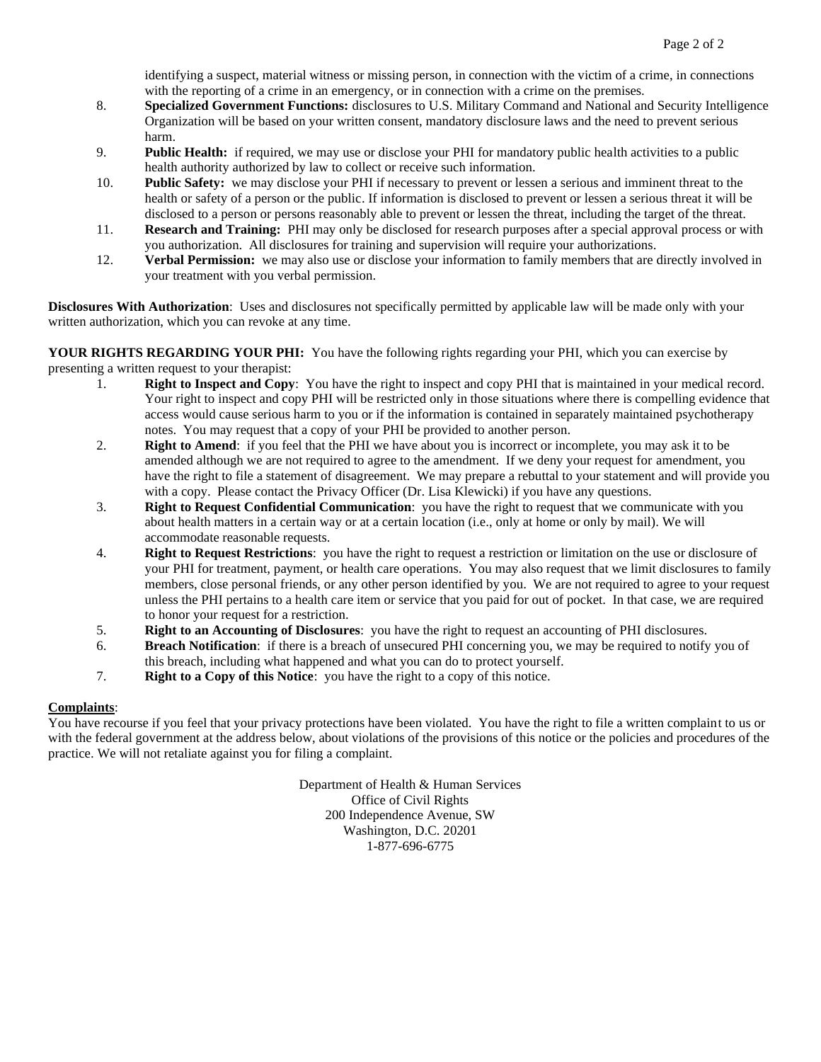identifying a suspect, material witness or missing person, in connection with the victim of a crime, in connections with the reporting of a crime in an emergency, or in connection with a crime on the premises.

8. **Specialized Government Functions:** disclosures to U.S. Military Command and National and Security Intelligence Organization will be based on your written consent, mandatory disclosure laws and the need to prevent serious harm.
9. **Public Health:** if required, we may use or disclose your PHI for mandatory public health activities to a public health authority authorized by law to collect or receive such information.
10. **Public Safety:** we may disclose your PHI if necessary to prevent or lessen a serious and imminent threat to the health or safety of a person or the public. If information is disclosed to prevent or lessen a serious threat it will be disclosed to a person or persons reasonably able to prevent or lessen the threat, including the target of the threat.
11. **Research and Training:** PHI may only be disclosed for research purposes after a special approval process or with you authorization. All disclosures for training and supervision will require your authorizations.
12. **Verbal Permission:** we may also use or disclose your information to family members that are directly involved in your treatment with you verbal permission.

**Disclosures With Authorization**: Uses and disclosures not specifically permitted by applicable law will be made only with your written authorization, which you can revoke at any time.

**YOUR RIGHTS REGARDING YOUR PHI:** You have the following rights regarding your PHI, which you can exercise by presenting a written request to your therapist:

1. **Right to Inspect and Copy**: You have the right to inspect and copy PHI that is maintained in your medical record. Your right to inspect and copy PHI will be restricted only in those situations where there is compelling evidence that access would cause serious harm to you or if the information is contained in separately maintained psychotherapy notes. You may request that a copy of your PHI be provided to another person.
2. **Right to Amend**: if you feel that the PHI we have about you is incorrect or incomplete, you may ask it to be amended although we are not required to agree to the amendment. If we deny your request for amendment, you have the right to file a statement of disagreement. We may prepare a rebuttal to your statement and will provide you with a copy. Please contact the Privacy Officer (Dr. Lisa Klewicki) if you have any questions.
3. **Right to Request Confidential Communication**: you have the right to request that we communicate with you about health matters in a certain way or at a certain location (i.e., only at home or only by mail). We will accommodate reasonable requests.
4. **Right to Request Restrictions**: you have the right to request a restriction or limitation on the use or disclosure of your PHI for treatment, payment, or health care operations. You may also request that we limit disclosures to family members, close personal friends, or any other person identified by you. We are not required to agree to your request unless the PHI pertains to a health care item or service that you paid for out of pocket. In that case, we are required to honor your request for a restriction.
5. **Right to an Accounting of Disclosures**: you have the right to request an accounting of PHI disclosures.
6. **Breach Notification**: if there is a breach of unsecured PHI concerning you, we may be required to notify you of this breach, including what happened and what you can do to protect yourself.
7. **Right to a Copy of this Notice**: you have the right to a copy of this notice.

**Complaints**:

You have recourse if you feel that your privacy protections have been violated. You have the right to file a written complaint to us or with the federal government at the address below, about violations of the provisions of this notice or the policies and procedures of the practice. We will not retaliate against you for filing a complaint.

Department of Health & Human Services
Office of Civil Rights
200 Independence Avenue, SW
Washington, D.C. 20201
1-877-696-6775